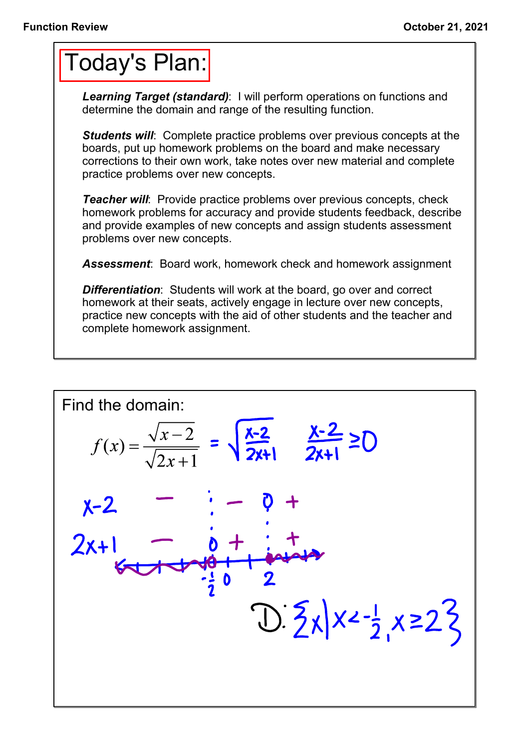# Today's Plan:

***Learning Target (standard)***: I will perform operations on functions and determine the domain and range of the resulting function.

***Students will***: Complete practice problems over previous concepts at the boards, put up homework problems on the board and make necessary corrections to their own work, take notes over new material and complete practice problems over new concepts.

***Teacher will***: Provide practice problems over previous concepts, check homework problems for accuracy and provide students feedback, describe and provide examples of new concepts and assign students assessment problems over new concepts.

***Assessment***: Board work, homework check and homework assignment

***Differentiation***: Students will work at the board, go over and correct homework at their seats, actively engage in lecture over new concepts, practice new concepts with the aid of other students and the teacher and complete homework assignment.

---

Find the domain:

$$f(x) = \frac{\sqrt{x-2}}{\sqrt{2x+1}} = \sqrt{\frac{x-2}{2x+1}} \qquad \frac{x-2}{2x+1} \geq 0$$

| | | $-\frac{1}{2}$ | | 2 | |
|---|---|---|---|---|---|
| $x-2$ | $-$ | | $-$ | 0 | $+$ |
| $2x+1$ | $-$ | 0 | $+$ | | $+$ |

Number line marks: $-\frac{1}{2}$, 0, 2

$$D: \{x \mid x < -\tfrac{1}{2},\ x \geq 2\}$$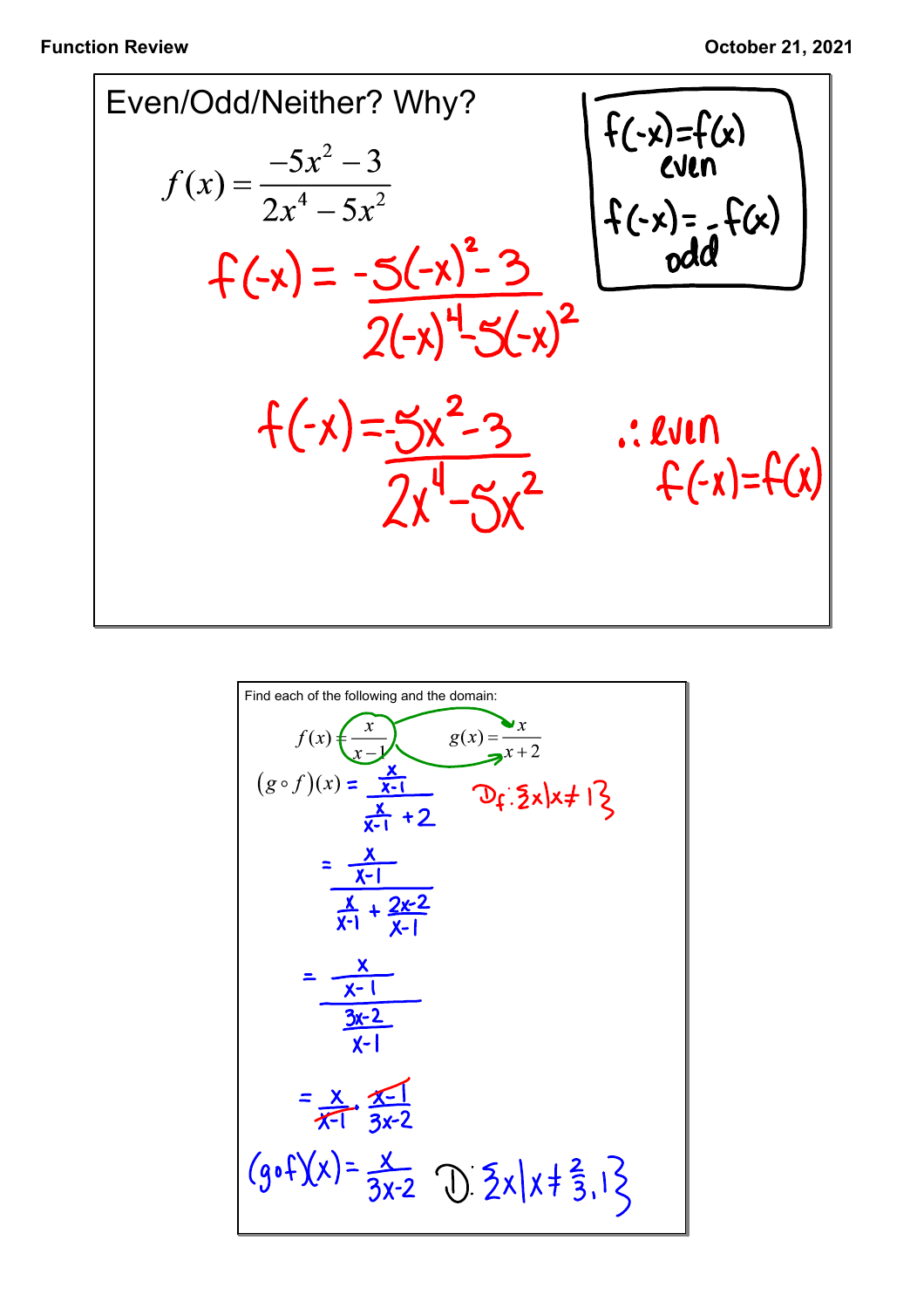## Even/Odd/Neither? Why?

$$f(x) = \frac{-5x^2 - 3}{2x^4 - 5x^2}$$

$f(-x) = f(x)$ even

$f(-x) = -f(x)$ odd

$$f(-x) = \frac{-5(-x)^2 - 3}{2(-x)^4 - 5(-x)^2}$$

$$f(-x) = \frac{-5x^2 - 3}{2x^4 - 5x^2}$$

$\therefore$ even $f(-x) = f(x)$

---

Find each of the following and the domain:

$$f(x) = \frac{x}{x-1} \qquad g(x) = \frac{x}{x+2}$$

$$(g \circ f)(x) = \frac{\frac{x}{x-1}}{\frac{x}{x-1} + 2}$$

$D_f: \{x \mid x \neq 1\}$

$$= \frac{\frac{x}{x-1}}{\frac{x}{x-1} + \frac{2x-2}{x-1}}$$

$$= \frac{\frac{x}{x-1}}{\frac{3x-2}{x-1}}$$

$$= \frac{x}{x-1} \cdot \frac{x-1}{3x-2}$$

$(g \circ f)(x) = \frac{x}{3x-2}$ D: $\{x \mid x \neq \frac{2}{3}, 1\}$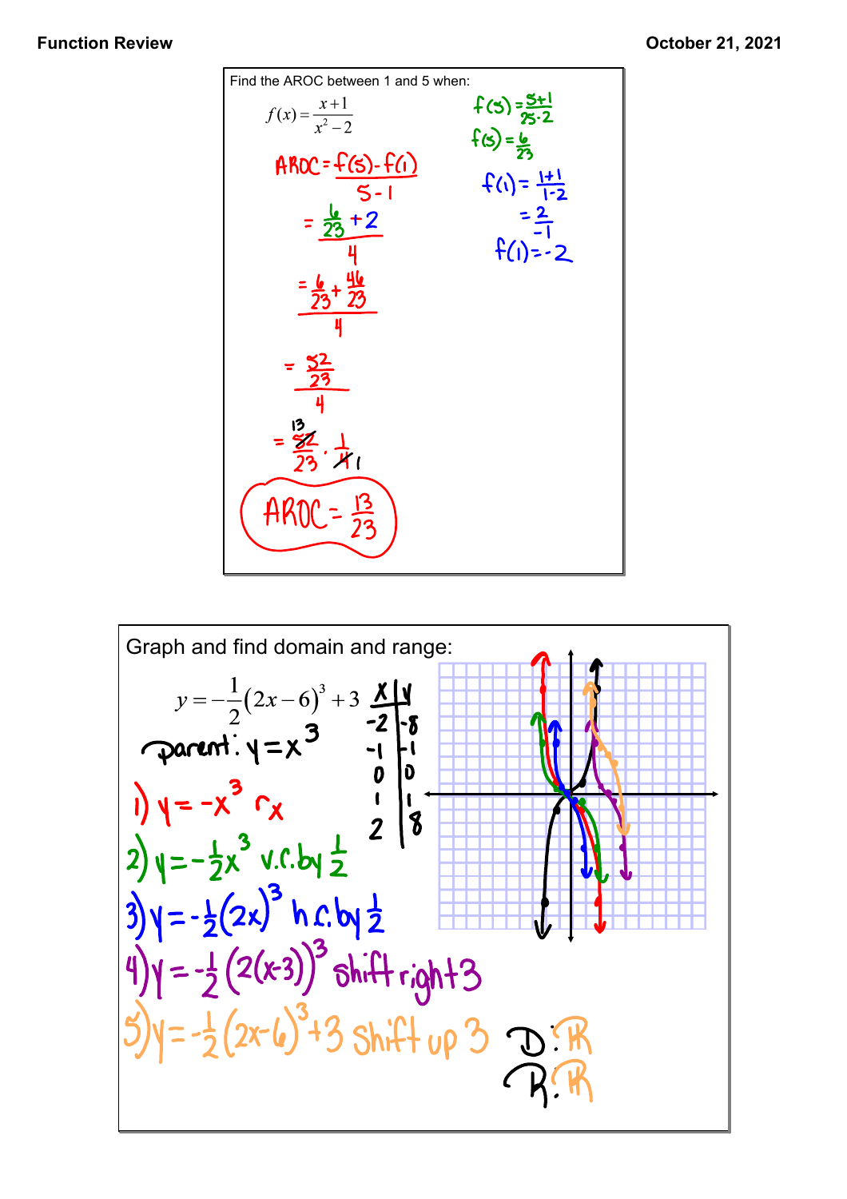**Function Review** — October 21, 2021

Find the AROC between 1 and 5 when:

$$f(x) = \frac{x+1}{x^2 - 2}$$

$f(5) = \frac{5+1}{25-2}$

$f(5) = \frac{6}{23}$

$f(1) = \frac{1+1}{1-2}$

$= \frac{2}{-1}$

$f(1) = -2$

$$\text{AROC} = \frac{f(5) - f(1)}{5 - 1}$$

$$= \frac{\frac{6}{23} + 2}{4}$$

$$= \frac{\frac{6}{23} + \frac{46}{23}}{4}$$

$$= \frac{\frac{52}{23}}{4}$$

$$= \frac{\overset{13}{\cancel{52}}}{23} \cdot \frac{1}{\cancel{4}_1}$$

$$\boxed{\text{AROC} = \frac{13}{23}}$$

---

Graph and find domain and range:

$$y = -\frac{1}{2}(2x-6)^3 + 3$$

| x | y |
|---|---|
| -2 | -8 |
| -1 | -1 |
| 0 | 0 |
| 1 | 1 |
| 2 | 8 |

parent: $y = x^3$

1) $y = -x^3$ $r_x$

2) $y = -\frac{1}{2}x^3$ v.c. by $\frac{1}{2}$

3) $y = -\frac{1}{2}(2x)^3$ h.c. by $\frac{1}{2}$

4) $y = -\frac{1}{2}(2(x-3))^3$ shift right 3

5) $y = -\frac{1}{2}(2x-6)^3 + 3$ shift up 3

D: $\mathbb{R}$

R: $\mathbb{R}$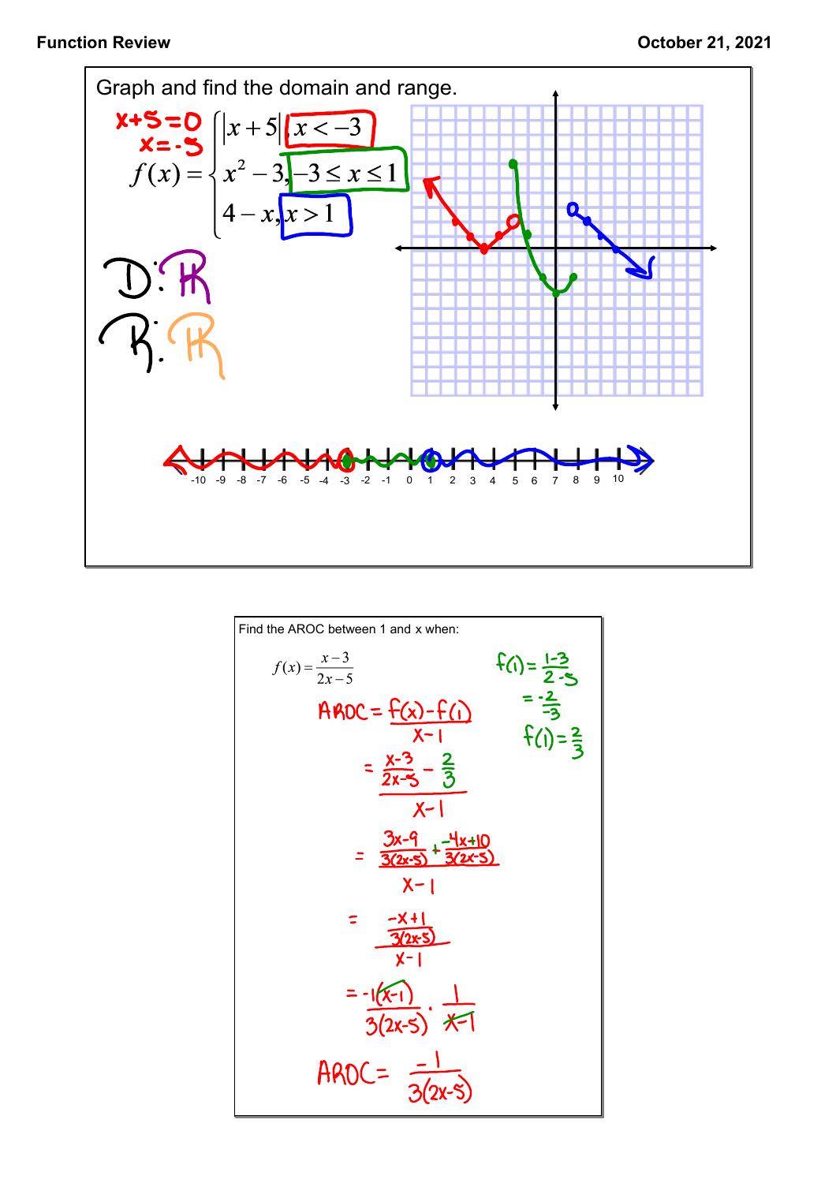**Function Review** October 21, 2021

Graph and find the domain and range.

$x+5=0$
$x=-5$

$$f(x)=\begin{cases} |x+5|, & x<-3 \\ x^2-3, & -3\le x\le 1 \\ 4-x, & x>1 \end{cases}$$

D: $\mathbb{R}$

R: $\mathbb{R}$

---

Find the AROC between 1 and x when:

$$f(x)=\frac{x-3}{2x-5}$$

$f(1)=\frac{1-3}{2-5}$

$=\frac{-2}{-3}$

$f(1)=\frac{2}{3}$

$$\text{AROC}=\frac{f(x)-f(1)}{x-1}$$

$$=\frac{\frac{x-3}{2x-5}-\frac{2}{3}}{x-1}$$

$$=\frac{\frac{3x-9}{3(2x-5)}+\frac{-4x+10}{3(2x-5)}}{x-1}$$

$$=\frac{\frac{-x+1}{3(2x-5)}}{x-1}$$

$$=\frac{-1(x-1)}{3(2x-5)}\cdot\frac{1}{x-1}$$

$$\text{AROC}=\frac{-1}{3(2x-5)}$$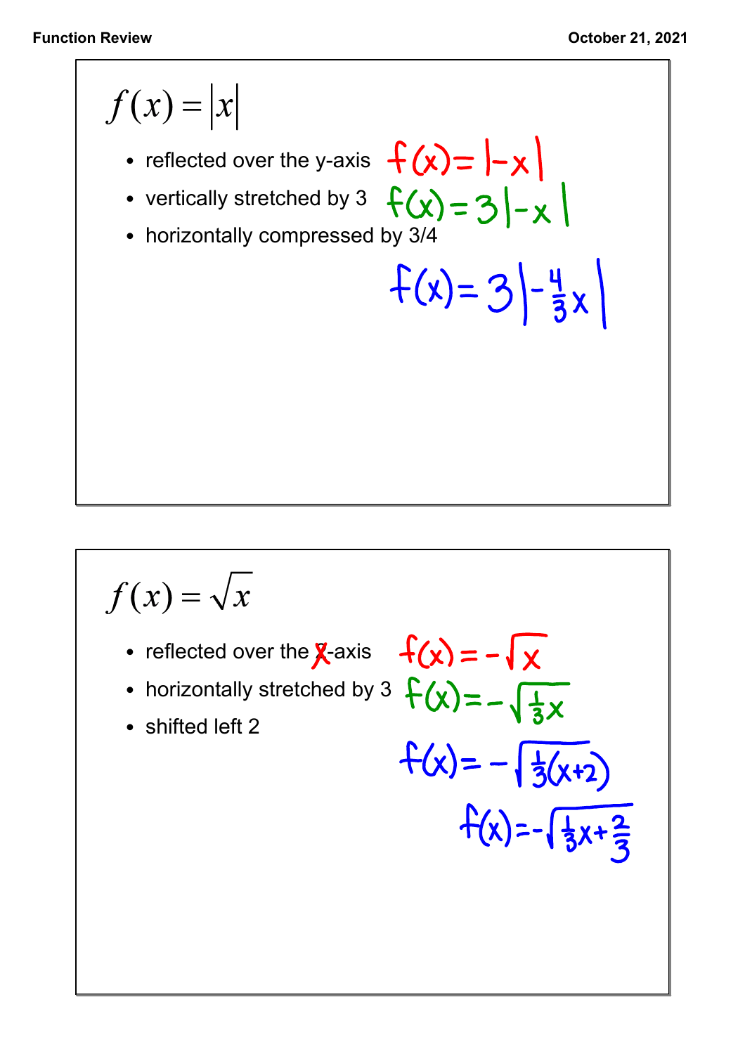$f(x) = |x|$

- reflected over the y-axis $f(x) = |-x|$
- vertically stretched by 3 $f(x) = 3|-x|$
- horizontally compressed by 3/4

$$f(x) = 3\left|-\frac{4}{3}x\right|$$

$f(x) = \sqrt{x}$

- reflected over the ~~y~~-axis $f(x) = -\sqrt{x}$
- horizontally stretched by 3 $f(x) = -\sqrt{\frac{1}{3}x}$
- shifted left 2

$$f(x) = -\sqrt{\frac{1}{3}(x+2)}$$

$$f(x) = -\sqrt{\frac{1}{3}x + \frac{2}{3}}$$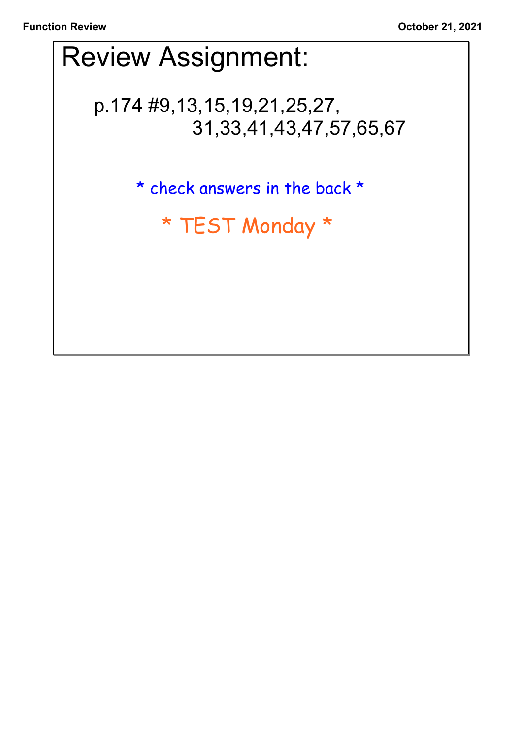# Review Assignment:

p.174 #9,13,15,19,21,25,27,
31,33,41,43,47,57,65,67

* check answers in the back *

* TEST Monday *